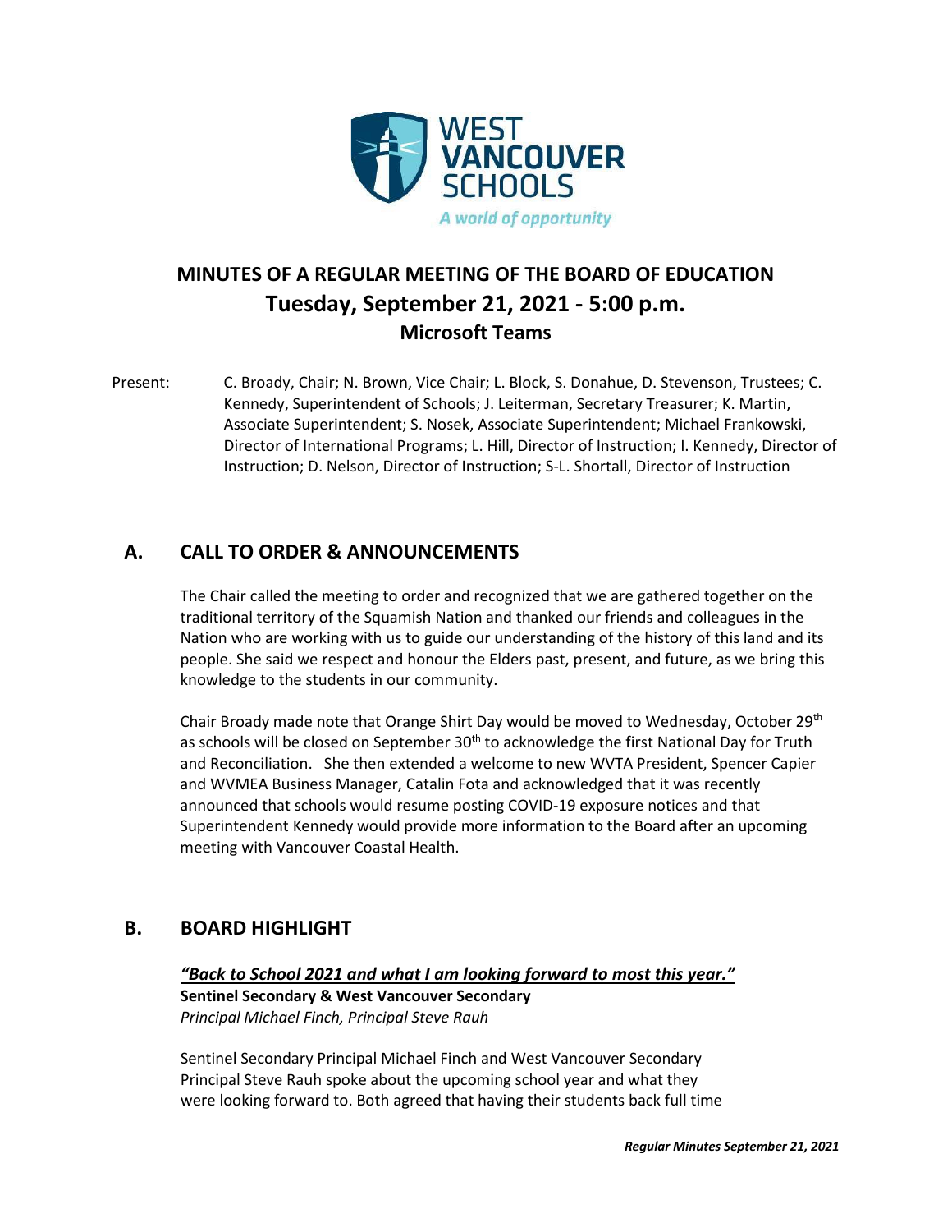WEST VANCOUVER SCHOOLS

*A world of opportunity*

# MINUTES OF A REGULAR MEETING OF THE BOARD OF EDUCATION
## Tuesday, September 21, 2021 - 5:00 p.m.
### Microsoft Teams

Present: C. Broady, Chair; N. Brown, Vice Chair; L. Block, S. Donahue, D. Stevenson, Trustees; C. Kennedy, Superintendent of Schools; J. Leiterman, Secretary Treasurer; K. Martin, Associate Superintendent; S. Nosek, Associate Superintendent; Michael Frankowski, Director of International Programs; L. Hill, Director of Instruction; I. Kennedy, Director of Instruction; D. Nelson, Director of Instruction; S-L. Shortall, Director of Instruction

## A. CALL TO ORDER & ANNOUNCEMENTS

The Chair called the meeting to order and recognized that we are gathered together on the traditional territory of the Squamish Nation and thanked our friends and colleagues in the Nation who are working with us to guide our understanding of the history of this land and its people. She said we respect and honour the Elders past, present, and future, as we bring this knowledge to the students in our community.

Chair Broady made note that Orange Shirt Day would be moved to Wednesday, October 29th as schools will be closed on September 30th to acknowledge the first National Day for Truth and Reconciliation. She then extended a welcome to new WVTA President, Spencer Capier and WVMEA Business Manager, Catalin Fota and acknowledged that it was recently announced that schools would resume posting COVID-19 exposure notices and that Superintendent Kennedy would provide more information to the Board after an upcoming meeting with Vancouver Coastal Health.

## B. BOARD HIGHLIGHT

***"Back to School 2021 and what I am looking forward to most this year."***
**Sentinel Secondary & West Vancouver Secondary**
*Principal Michael Finch, Principal Steve Rauh*

Sentinel Secondary Principal Michael Finch and West Vancouver Secondary Principal Steve Rauh spoke about the upcoming school year and what they were looking forward to. Both agreed that having their students back full time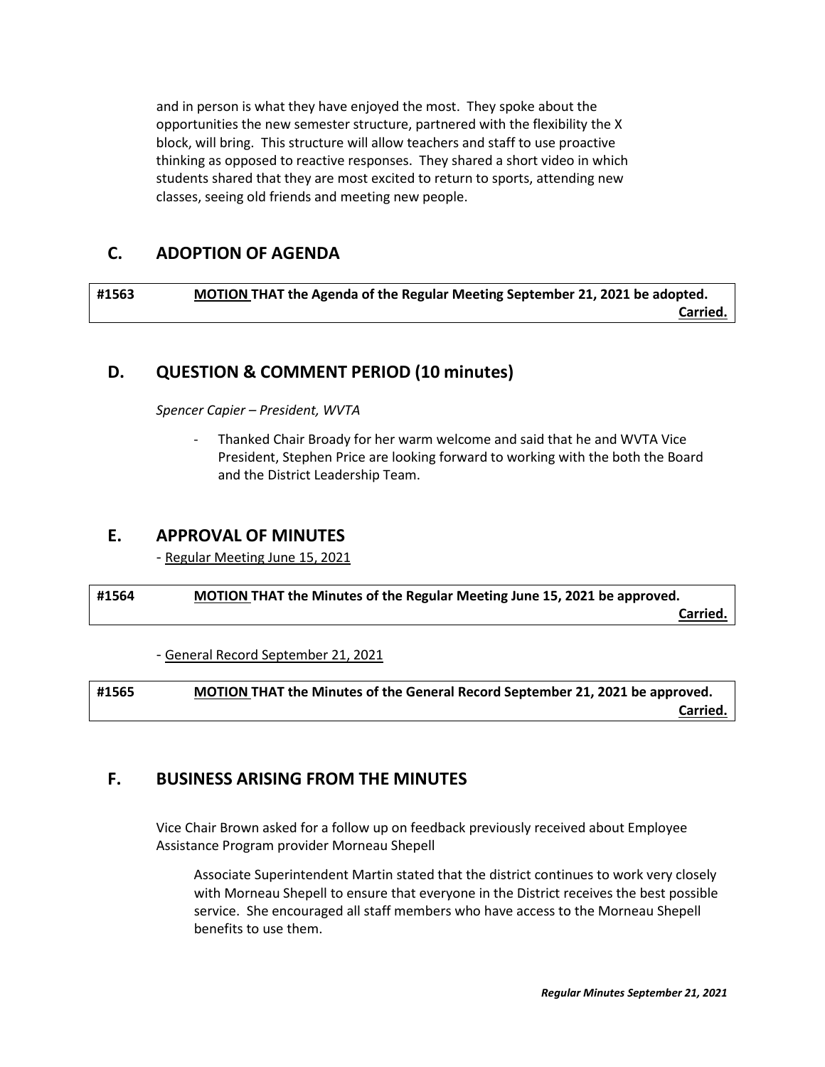and in person is what they have enjoyed the most. They spoke about the opportunities the new semester structure, partnered with the flexibility the X block, will bring. This structure will allow teachers and staff to use proactive thinking as opposed to reactive responses. They shared a short video in which students shared that they are most excited to return to sports, attending new classes, seeing old friends and meeting new people.

## C. ADOPTION OF AGENDA

| #1563 | **MOTION THAT the Agenda of the Regular Meeting September 21, 2021 be adopted.** **Carried.** |
|---|---|

## D. QUESTION & COMMENT PERIOD (10 minutes)

*Spencer Capier – President, WVTA*

- Thanked Chair Broady for her warm welcome and said that he and WVTA Vice President, Stephen Price are looking forward to working with the both the Board and the District Leadership Team.

## E. APPROVAL OF MINUTES

- Regular Meeting June 15, 2021

| #1564 | **MOTION THAT the Minutes of the Regular Meeting June 15, 2021 be approved.** **Carried.** |
|---|---|

- General Record September 21, 2021

| #1565 | **MOTION THAT the Minutes of the General Record September 21, 2021 be approved.** **Carried.** |
|---|---|

## F. BUSINESS ARISING FROM THE MINUTES

Vice Chair Brown asked for a follow up on feedback previously received about Employee Assistance Program provider Morneau Shepell

Associate Superintendent Martin stated that the district continues to work very closely with Morneau Shepell to ensure that everyone in the District receives the best possible service. She encouraged all staff members who have access to the Morneau Shepell benefits to use them.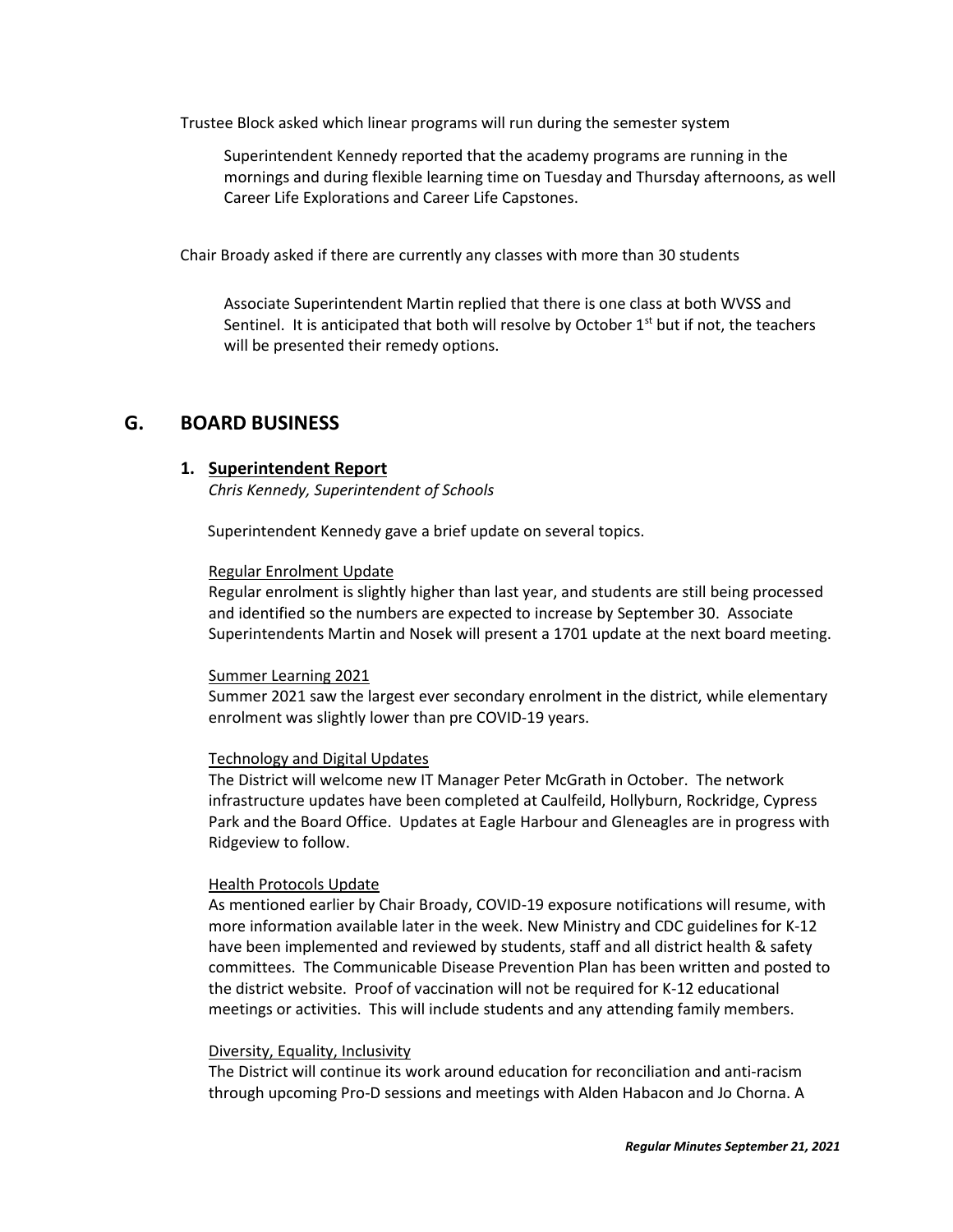Trustee Block asked which linear programs will run during the semester system

Superintendent Kennedy reported that the academy programs are running in the mornings and during flexible learning time on Tuesday and Thursday afternoons, as well Career Life Explorations and Career Life Capstones.

Chair Broady asked if there are currently any classes with more than 30 students

Associate Superintendent Martin replied that there is one class at both WVSS and Sentinel. It is anticipated that both will resolve by October 1st but if not, the teachers will be presented their remedy options.

## G. BOARD BUSINESS

### 1. Superintendent Report

*Chris Kennedy, Superintendent of Schools*

Superintendent Kennedy gave a brief update on several topics.

Regular Enrolment Update

Regular enrolment is slightly higher than last year, and students are still being processed and identified so the numbers are expected to increase by September 30. Associate Superintendents Martin and Nosek will present a 1701 update at the next board meeting.

Summer Learning 2021

Summer 2021 saw the largest ever secondary enrolment in the district, while elementary enrolment was slightly lower than pre COVID-19 years.

Technology and Digital Updates

The District will welcome new IT Manager Peter McGrath in October. The network infrastructure updates have been completed at Caulfeild, Hollyburn, Rockridge, Cypress Park and the Board Office. Updates at Eagle Harbour and Gleneagles are in progress with Ridgeview to follow.

Health Protocols Update

As mentioned earlier by Chair Broady, COVID-19 exposure notifications will resume, with more information available later in the week. New Ministry and CDC guidelines for K-12 have been implemented and reviewed by students, staff and all district health & safety committees. The Communicable Disease Prevention Plan has been written and posted to the district website. Proof of vaccination will not be required for K-12 educational meetings or activities. This will include students and any attending family members.

Diversity, Equality, Inclusivity

The District will continue its work around education for reconciliation and anti-racism through upcoming Pro-D sessions and meetings with Alden Habacon and Jo Chorna. A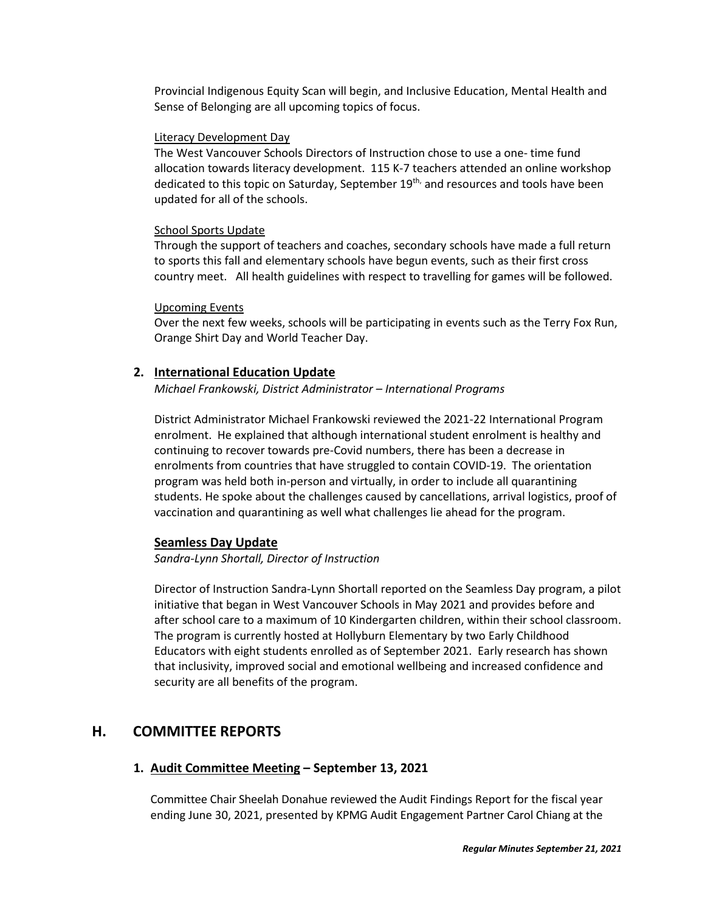Provincial Indigenous Equity Scan will begin, and Inclusive Education, Mental Health and Sense of Belonging are all upcoming topics of focus.

Literacy Development Day

The West Vancouver Schools Directors of Instruction chose to use a one- time fund allocation towards literacy development. 115 K-7 teachers attended an online workshop dedicated to this topic on Saturday, September 19th, and resources and tools have been updated for all of the schools.

School Sports Update

Through the support of teachers and coaches, secondary schools have made a full return to sports this fall and elementary schools have begun events, such as their first cross country meet. All health guidelines with respect to travelling for games will be followed.

Upcoming Events

Over the next few weeks, schools will be participating in events such as the Terry Fox Run, Orange Shirt Day and World Teacher Day.

**2. International Education Update**

*Michael Frankowski, District Administrator – International Programs*

District Administrator Michael Frankowski reviewed the 2021-22 International Program enrolment. He explained that although international student enrolment is healthy and continuing to recover towards pre-Covid numbers, there has been a decrease in enrolments from countries that have struggled to contain COVID-19. The orientation program was held both in-person and virtually, in order to include all quarantining students. He spoke about the challenges caused by cancellations, arrival logistics, proof of vaccination and quarantining as well what challenges lie ahead for the program.

**Seamless Day Update**

*Sandra-Lynn Shortall, Director of Instruction*

Director of Instruction Sandra-Lynn Shortall reported on the Seamless Day program, a pilot initiative that began in West Vancouver Schools in May 2021 and provides before and after school care to a maximum of 10 Kindergarten children, within their school classroom. The program is currently hosted at Hollyburn Elementary by two Early Childhood Educators with eight students enrolled as of September 2021. Early research has shown that inclusivity, improved social and emotional wellbeing and increased confidence and security are all benefits of the program.

## H. COMMITTEE REPORTS

### 1. Audit Committee Meeting – September 13, 2021

Committee Chair Sheelah Donahue reviewed the Audit Findings Report for the fiscal year ending June 30, 2021, presented by KPMG Audit Engagement Partner Carol Chiang at the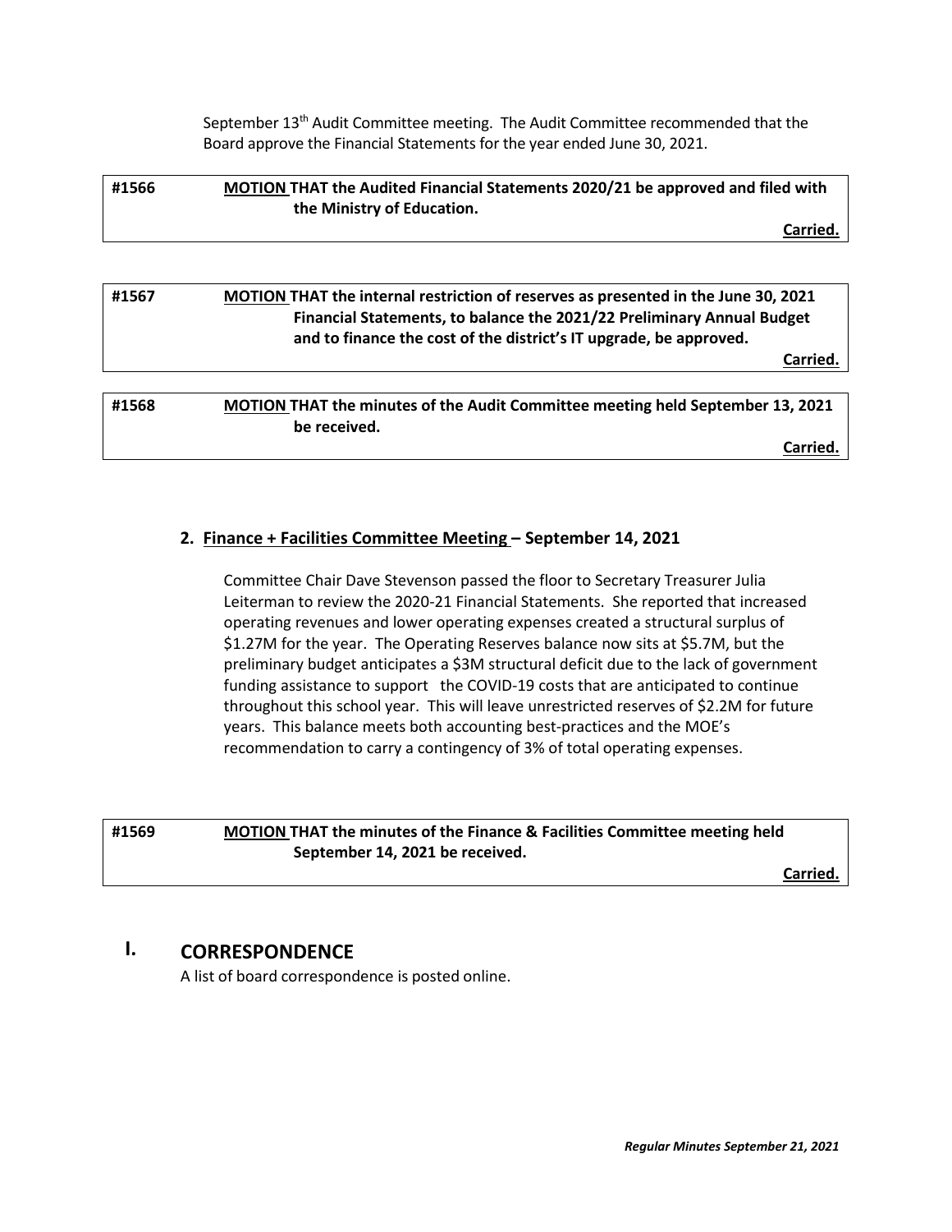September 13th Audit Committee meeting. The Audit Committee recommended that the Board approve the Financial Statements for the year ended June 30, 2021.

| **#1566** | **MOTION THAT the Audited Financial Statements 2020/21 be approved and filed with the Ministry of Education.** |
|---|---|
| | **Carried.** |

| **#1567** | **MOTION THAT the internal restriction of reserves as presented in the June 30, 2021 Financial Statements, to balance the 2021/22 Preliminary Annual Budget and to finance the cost of the district's IT upgrade, be approved.** |
|---|---|
| | **Carried.** |

| **#1568** | **MOTION THAT the minutes of the Audit Committee meeting held September 13, 2021 be received.** |
|---|---|
| | **Carried.** |

**2. Finance + Facilities Committee Meeting – September 14, 2021**

Committee Chair Dave Stevenson passed the floor to Secretary Treasurer Julia Leiterman to review the 2020-21 Financial Statements. She reported that increased operating revenues and lower operating expenses created a structural surplus of $1.27M for the year. The Operating Reserves balance now sits at $5.7M, but the preliminary budget anticipates a $3M structural deficit due to the lack of government funding assistance to support the COVID-19 costs that are anticipated to continue throughout this school year. This will leave unrestricted reserves of $2.2M for future years. This balance meets both accounting best-practices and the MOE's recommendation to carry a contingency of 3% of total operating expenses.

| **#1569** | **MOTION THAT the minutes of the Finance & Facilities Committee meeting held September 14, 2021 be received.** |
|---|---|
| | **Carried.** |

## I. CORRESPONDENCE

A list of board correspondence is posted online.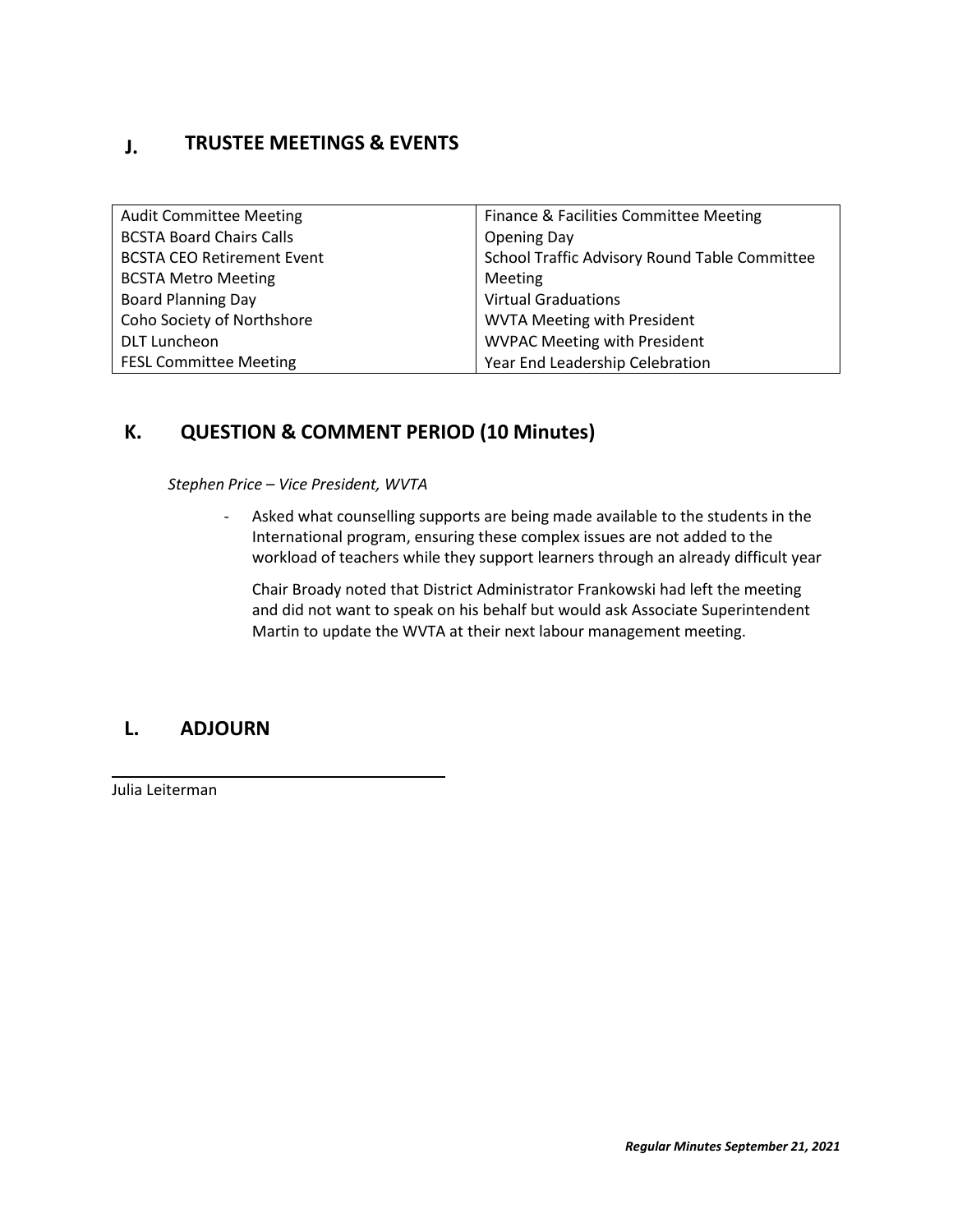## J. TRUSTEE MEETINGS & EVENTS

| | |
|---|---|
| Audit Committee Meeting | Finance & Facilities Committee Meeting |
| BCSTA Board Chairs Calls | Opening Day |
| BCSTA CEO Retirement Event | School Traffic Advisory Round Table Committee Meeting |
| BCSTA Metro Meeting | Virtual Graduations |
| Board Planning Day | WVTA Meeting with President |
| Coho Society of Northshore | WVPAC Meeting with President |
| DLT Luncheon | Year End Leadership Celebration |
| FESL Committee Meeting | |

## K. QUESTION & COMMENT PERIOD (10 Minutes)

*Stephen Price – Vice President, WVTA*

- Asked what counselling supports are being made available to the students in the International program, ensuring these complex issues are not added to the workload of teachers while they support learners through an already difficult year

  Chair Broady noted that District Administrator Frankowski had left the meeting and did not want to speak on his behalf but would ask Associate Superintendent Martin to update the WVTA at their next labour management meeting.

## L. ADJOURN

Julia Leiterman